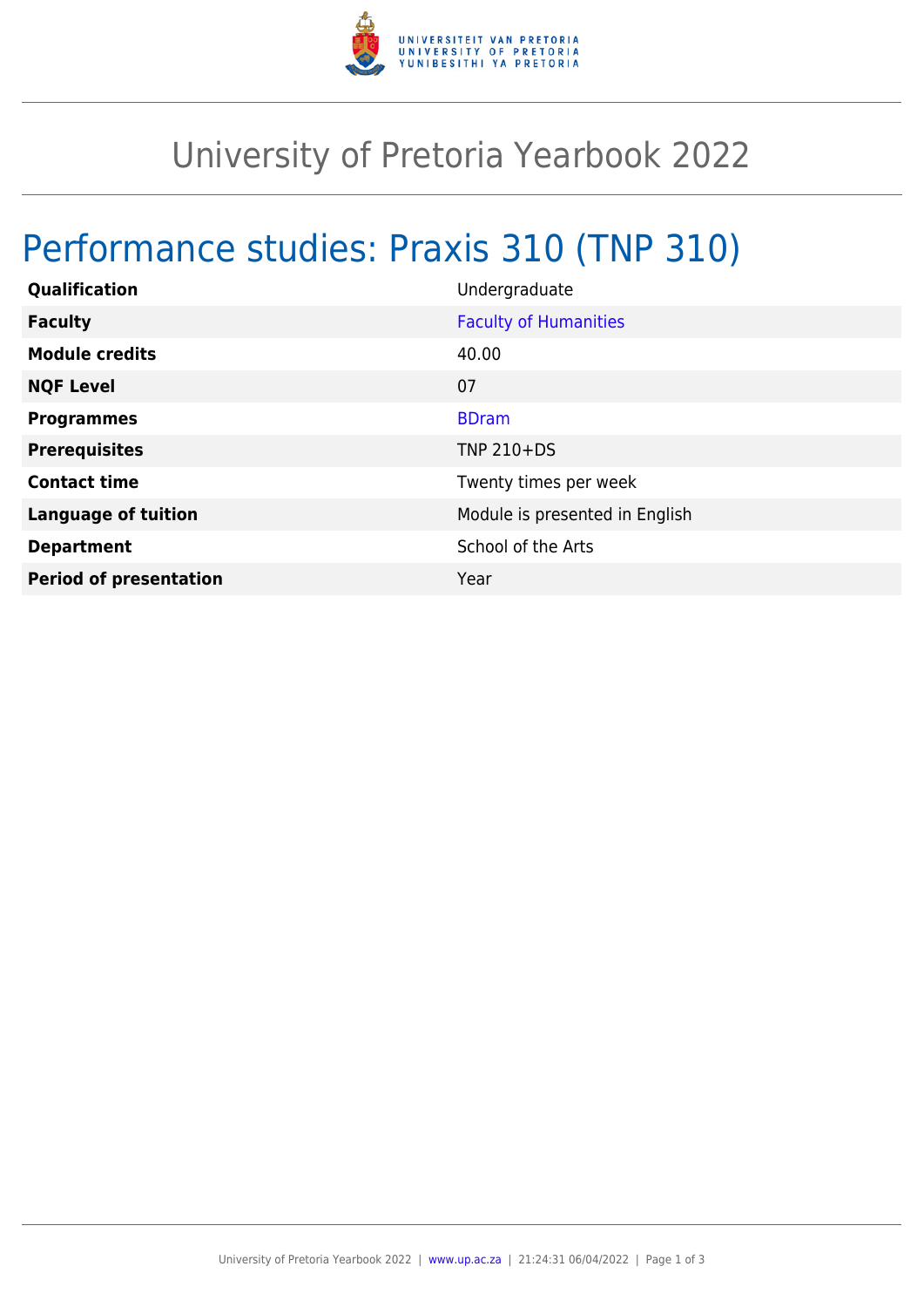# University of Pretoria Yearbook 2022

## Performance studies: Praxis 310 (TNP 310)

| | |
|---|---|
| **Qualification** | Undergraduate |
| **Faculty** | Faculty of Humanities |
| **Module credits** | 40.00 |
| **NQF Level** | 07 |
| **Programmes** | BDram |
| **Prerequisites** | TNP 210+DS |
| **Contact time** | Twenty times per week |
| **Language of tuition** | Module is presented in English |
| **Department** | School of the Arts |
| **Period of presentation** | Year |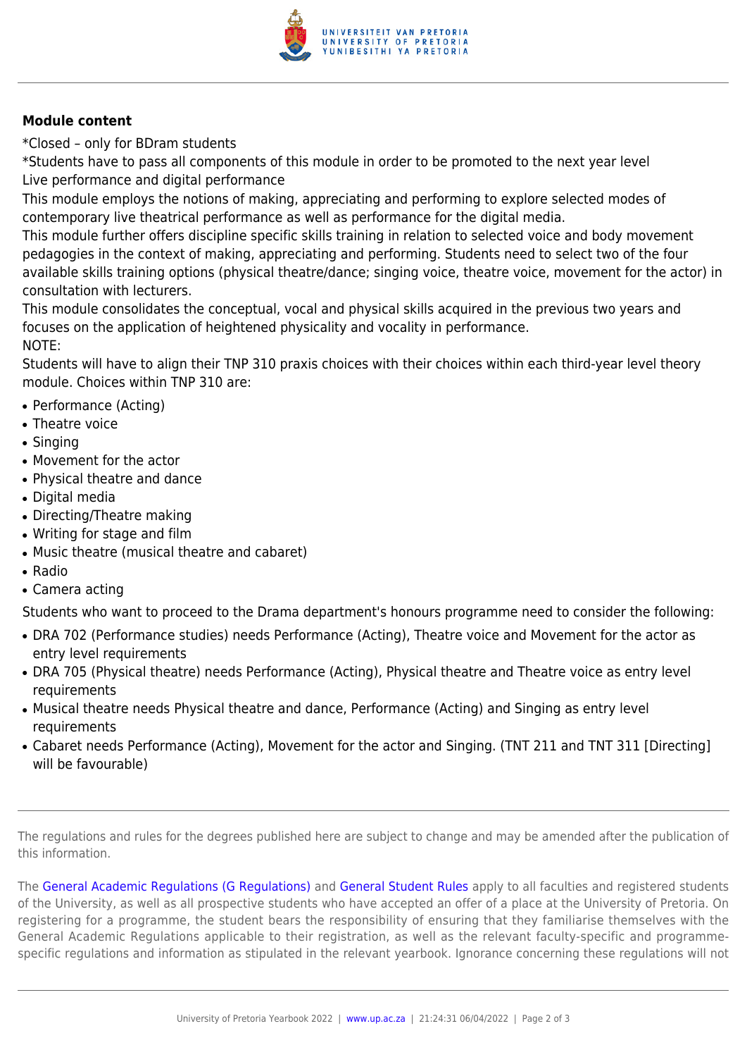**Module content**

*Closed – only for BDram students

*Students have to pass all components of this module in order to be promoted to the next year level

Live performance and digital performance

This module employs the notions of making, appreciating and performing to explore selected modes of contemporary live theatrical performance as well as performance for the digital media.

This module further offers discipline specific skills training in relation to selected voice and body movement pedagogies in the context of making, appreciating and performing. Students need to select two of the four available skills training options (physical theatre/dance; singing voice, theatre voice, movement for the actor) in consultation with lecturers.

This module consolidates the conceptual, vocal and physical skills acquired in the previous two years and focuses on the application of heightened physicality and vocality in performance.

NOTE:

Students will have to align their TNP 310 praxis choices with their choices within each third-year level theory module. Choices within TNP 310 are:

- Performance (Acting)
- Theatre voice
- Singing
- Movement for the actor
- Physical theatre and dance
- Digital media
- Directing/Theatre making
- Writing for stage and film
- Music theatre (musical theatre and cabaret)
- Radio
- Camera acting

Students who want to proceed to the Drama department's honours programme need to consider the following:

- DRA 702 (Performance studies) needs Performance (Acting), Theatre voice and Movement for the actor as entry level requirements
- DRA 705 (Physical theatre) needs Performance (Acting), Physical theatre and Theatre voice as entry level requirements
- Musical theatre needs Physical theatre and dance, Performance (Acting) and Singing as entry level requirements
- Cabaret needs Performance (Acting), Movement for the actor and Singing. (TNT 211 and TNT 311 [Directing] will be favourable)

The regulations and rules for the degrees published here are subject to change and may be amended after the publication of this information.

The General Academic Regulations (G Regulations) and General Student Rules apply to all faculties and registered students of the University, as well as all prospective students who have accepted an offer of a place at the University of Pretoria. On registering for a programme, the student bears the responsibility of ensuring that they familiarise themselves with the General Academic Regulations applicable to their registration, as well as the relevant faculty-specific and programme-specific regulations and information as stipulated in the relevant yearbook. Ignorance concerning these regulations will not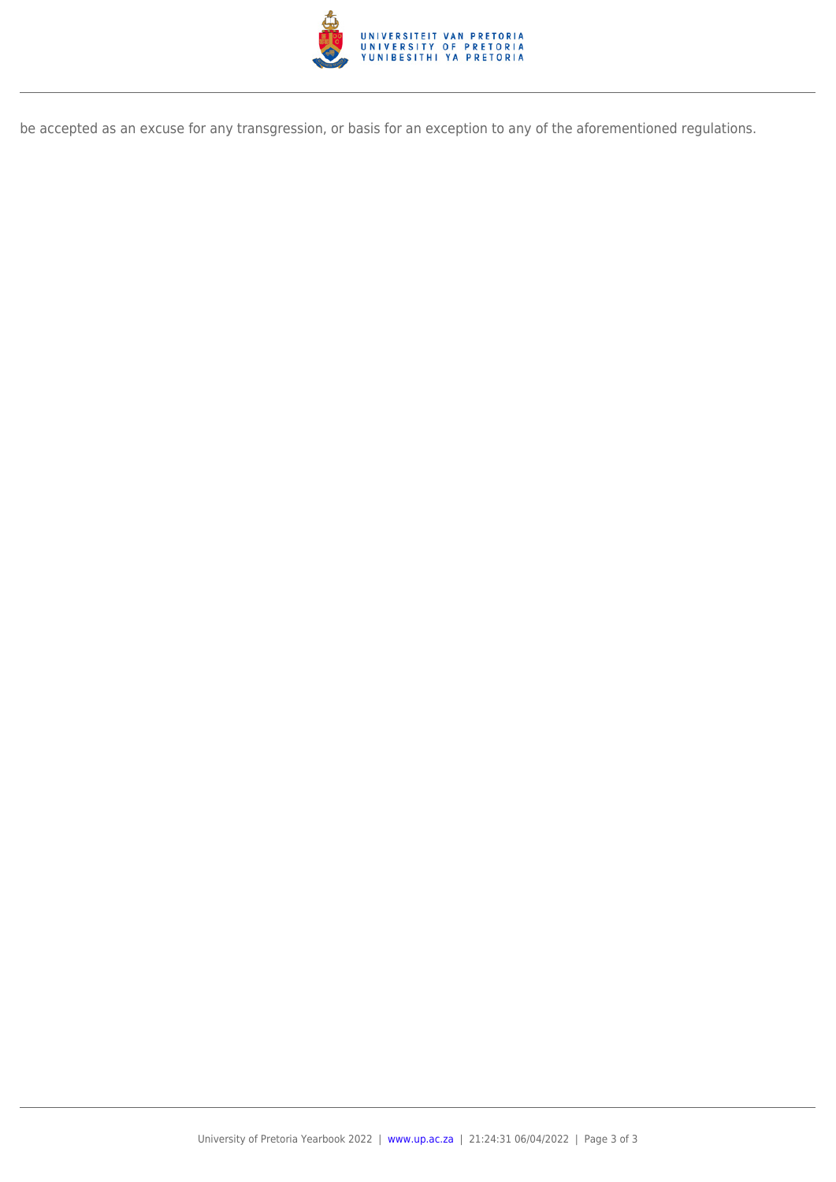be accepted as an excuse for any transgression, or basis for an exception to any of the aforementioned regulations.